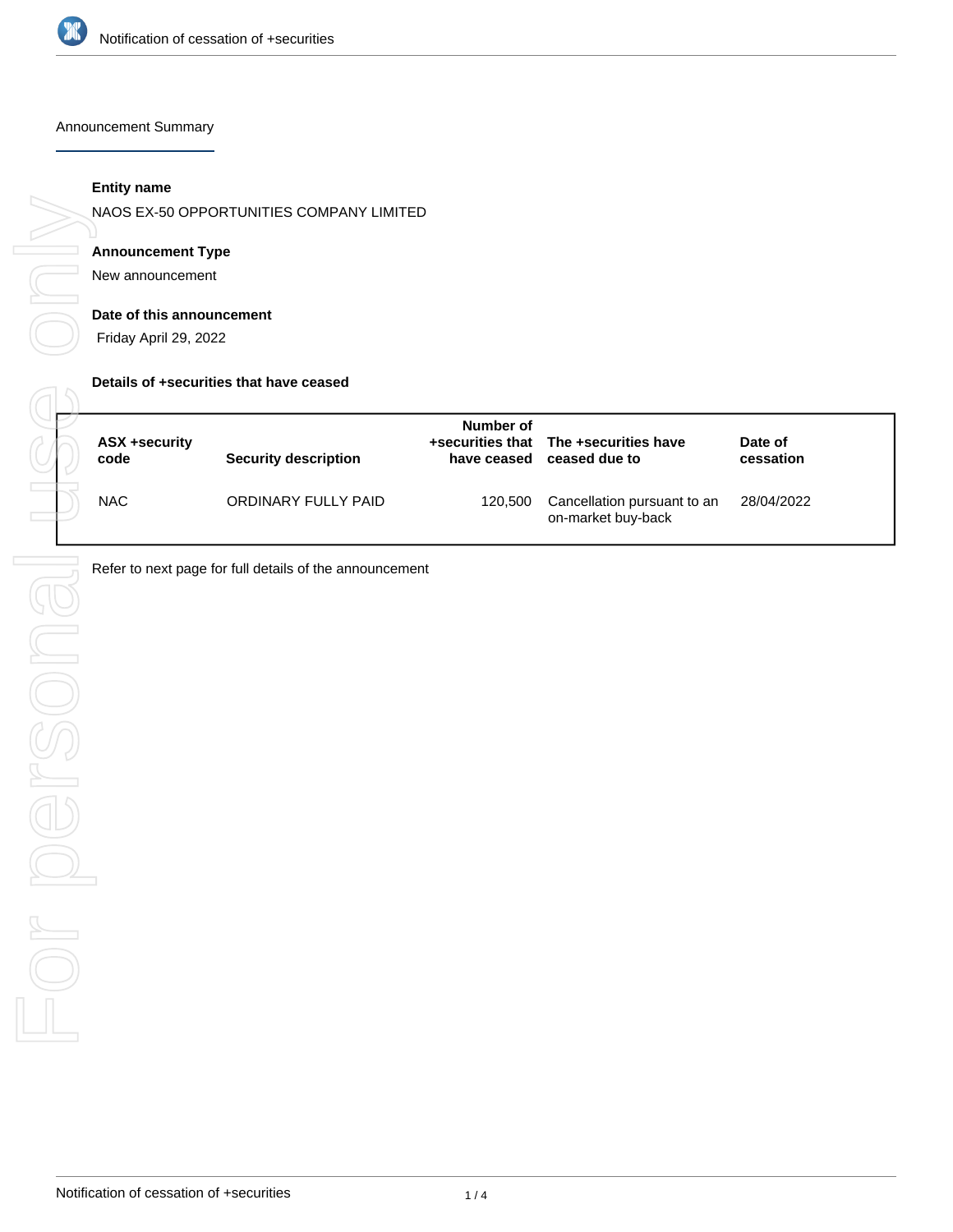# Notification of cessation of +securities

## Announcement Summary

**Entity name**

NAOS EX-50 OPPORTUNITIES COMPANY LIMITED

**Announcement Type**

New announcement

**Date of this announcement**

Friday April 29, 2022

**Details of +securities that have ceased**

| ASX +security code | Security description | Number of +securities that have ceased | The +securities have ceased due to | Date of cessation |
|---|---|---|---|---|
| NAC | ORDINARY FULLY PAID | 120,500 | Cancellation pursuant to an on-market buy-back | 28/04/2022 |

Refer to next page for full details of the announcement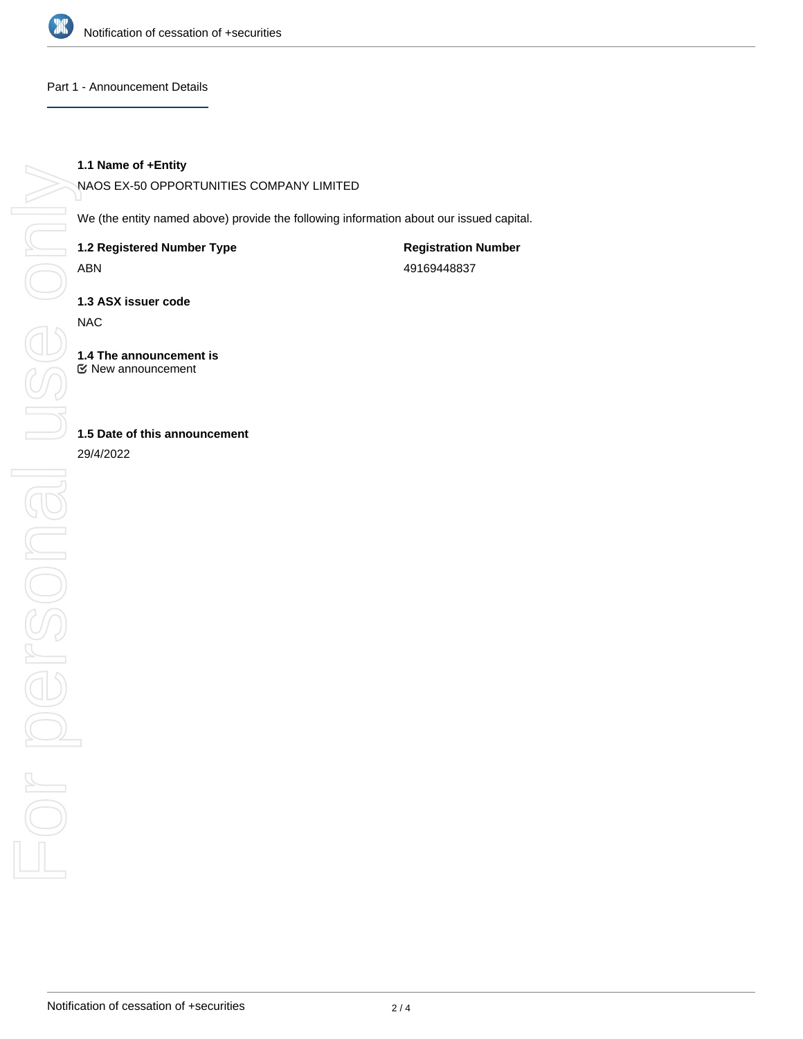## Part 1 - Announcement Details

**1.1 Name of +Entity**

NAOS EX-50 OPPORTUNITIES COMPANY LIMITED

We (the entity named above) provide the following information about our issued capital.

**1.2 Registered Number Type**

ABN

**Registration Number**

49169448837

**1.3 ASX issuer code**

NAC

**1.4 The announcement is**

☑ New announcement

**1.5 Date of this announcement**

29/4/2022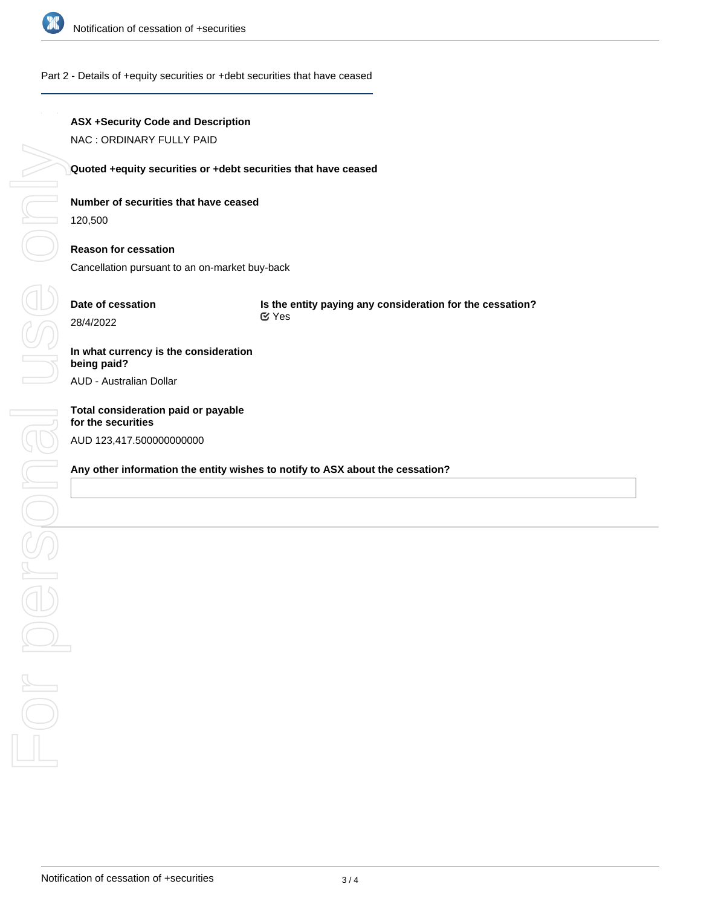## Part 2 - Details of +equity securities or +debt securities that have ceased

**ASX +Security Code and Description**

NAC : ORDINARY FULLY PAID

**Quoted +equity securities or +debt securities that have ceased**

**Number of securities that have ceased**

120,500

**Reason for cessation**

Cancellation pursuant to an on-market buy-back

**Date of cessation**

28/4/2022

**Is the entity paying any consideration for the cessation?**

Yes

**In what currency is the consideration being paid?**

AUD - Australian Dollar

**Total consideration paid or payable for the securities**

AUD 123,417.500000000000

**Any other information the entity wishes to notify to ASX about the cessation?**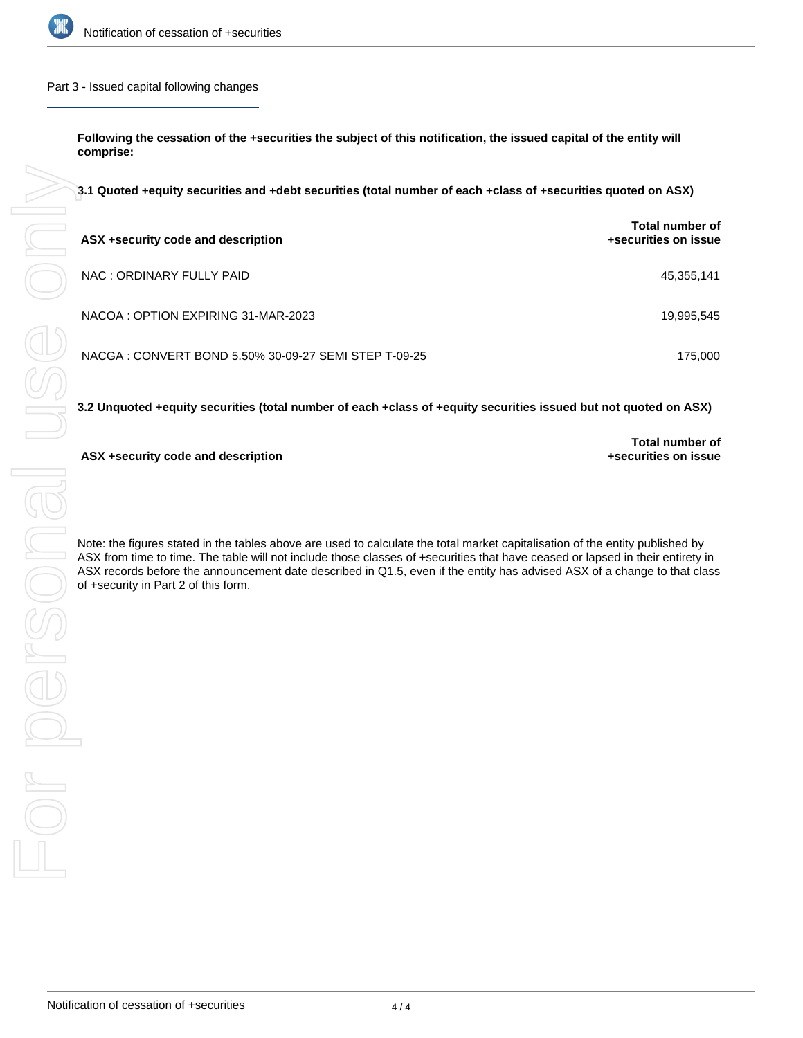## Part 3 - Issued capital following changes

**Following the cessation of the +securities the subject of this notification, the issued capital of the entity will comprise:**

**3.1 Quoted +equity securities and +debt securities (total number of each +class of +securities quoted on ASX)**

| ASX +security code and description | Total number of +securities on issue |
|---|---|
| NAC : ORDINARY FULLY PAID | 45,355,141 |
| NACOA : OPTION EXPIRING 31-MAR-2023 | 19,995,545 |
| NACGA : CONVERT BOND 5.50% 30-09-27 SEMI STEP T-09-25 | 175,000 |

**3.2 Unquoted +equity securities (total number of each +class of +equity securities issued but not quoted on ASX)**

| ASX +security code and description | Total number of +securities on issue |
|---|---|

Note: the figures stated in the tables above are used to calculate the total market capitalisation of the entity published by ASX from time to time. The table will not include those classes of +securities that have ceased or lapsed in their entirety in ASX records before the announcement date described in Q1.5, even if the entity has advised ASX of a change to that class of +security in Part 2 of this form.